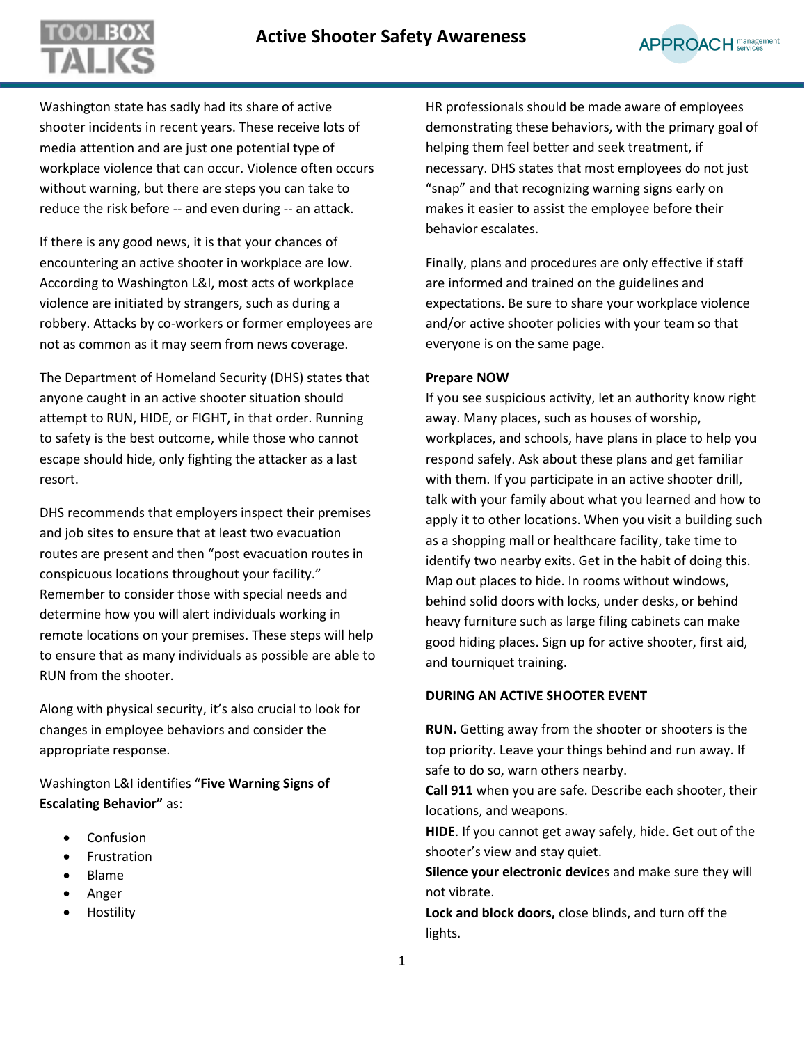# Active Shooter Safety Awareness

Washington state has sadly had its share of active shooter incidents in recent years. These receive lots of media attention and are just one potential type of workplace violence that can occur. Violence often occurs without warning, but there are steps you can take to reduce the risk before -- and even during -- an attack.

If there is any good news, it is that your chances of encountering an active shooter in workplace are low. According to Washington L&I, most acts of workplace violence are initiated by strangers, such as during a robbery. Attacks by co-workers or former employees are not as common as it may seem from news coverage.

The Department of Homeland Security (DHS) states that anyone caught in an active shooter situation should attempt to RUN, HIDE, or FIGHT, in that order. Running to safety is the best outcome, while those who cannot escape should hide, only fighting the attacker as a last resort.

DHS recommends that employers inspect their premises and job sites to ensure that at least two evacuation routes are present and then "post evacuation routes in conspicuous locations throughout your facility." Remember to consider those with special needs and determine how you will alert individuals working in remote locations on your premises. These steps will help to ensure that as many individuals as possible are able to RUN from the shooter.

Along with physical security, it's also crucial to look for changes in employee behaviors and consider the appropriate response.

Washington L&I identifies "**Five Warning Signs of Escalating Behavior"** as:

- Confusion
- Frustration
- Blame
- Anger
- Hostility

HR professionals should be made aware of employees demonstrating these behaviors, with the primary goal of helping them feel better and seek treatment, if necessary. DHS states that most employees do not just "snap" and that recognizing warning signs early on makes it easier to assist the employee before their behavior escalates.

Finally, plans and procedures are only effective if staff are informed and trained on the guidelines and expectations. Be sure to share your workplace violence and/or active shooter policies with your team so that everyone is on the same page.

**Prepare NOW**

If you see suspicious activity, let an authority know right away. Many places, such as houses of worship, workplaces, and schools, have plans in place to help you respond safely. Ask about these plans and get familiar with them. If you participate in an active shooter drill, talk with your family about what you learned and how to apply it to other locations. When you visit a building such as a shopping mall or healthcare facility, take time to identify two nearby exits. Get in the habit of doing this. Map out places to hide. In rooms without windows, behind solid doors with locks, under desks, or behind heavy furniture such as large filing cabinets can make good hiding places. Sign up for active shooter, first aid, and tourniquet training.

**DURING AN ACTIVE SHOOTER EVENT**

**RUN.** Getting away from the shooter or shooters is the top priority. Leave your things behind and run away. If safe to do so, warn others nearby.
**Call 911** when you are safe. Describe each shooter, their locations, and weapons.
**HIDE**. If you cannot get away safely, hide. Get out of the shooter's view and stay quiet.
**Silence your electronic device**s and make sure they will not vibrate.
**Lock and block doors,** close blinds, and turn off the lights.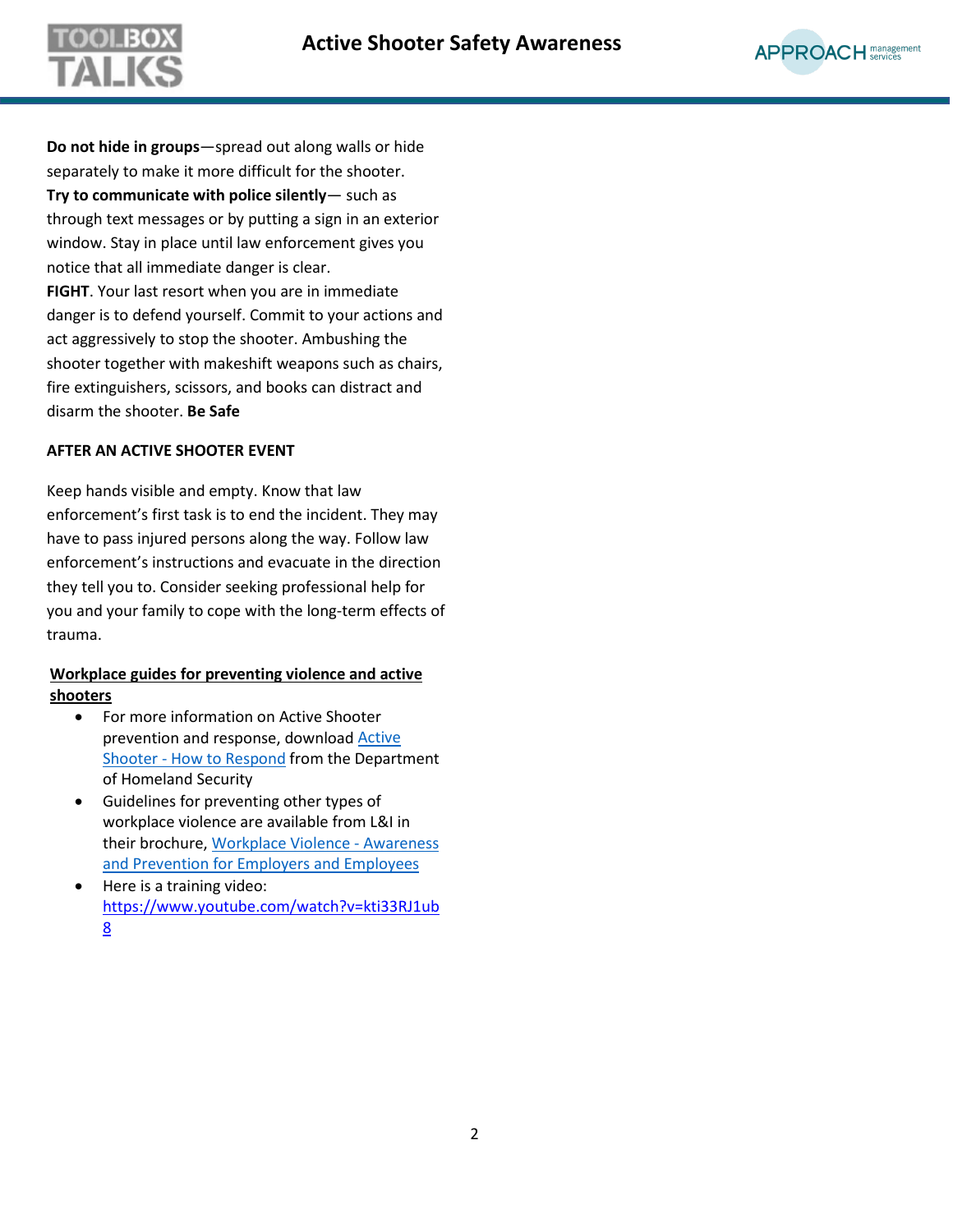**Do not hide in groups**—spread out along walls or hide separately to make it more difficult for the shooter.

**Try to communicate with police silently**— such as through text messages or by putting a sign in an exterior window. Stay in place until law enforcement gives you notice that all immediate danger is clear.

**FIGHT**. Your last resort when you are in immediate danger is to defend yourself. Commit to your actions and act aggressively to stop the shooter. Ambushing the shooter together with makeshift weapons such as chairs, fire extinguishers, scissors, and books can distract and disarm the shooter. **Be Safe**

**AFTER AN ACTIVE SHOOTER EVENT**

Keep hands visible and empty. Know that law enforcement's first task is to end the incident. They may have to pass injured persons along the way. Follow law enforcement's instructions and evacuate in the direction they tell you to. Consider seeking professional help for you and your family to cope with the long-term effects of trauma.

**Workplace guides for preventing violence and active shooters**

- For more information on Active Shooter prevention and response, download Active Shooter - How to Respond from the Department of Homeland Security
- Guidelines for preventing other types of workplace violence are available from L&I in their brochure, Workplace Violence - Awareness and Prevention for Employers and Employees
- Here is a training video: https://www.youtube.com/watch?v=kti33RJ1ub8